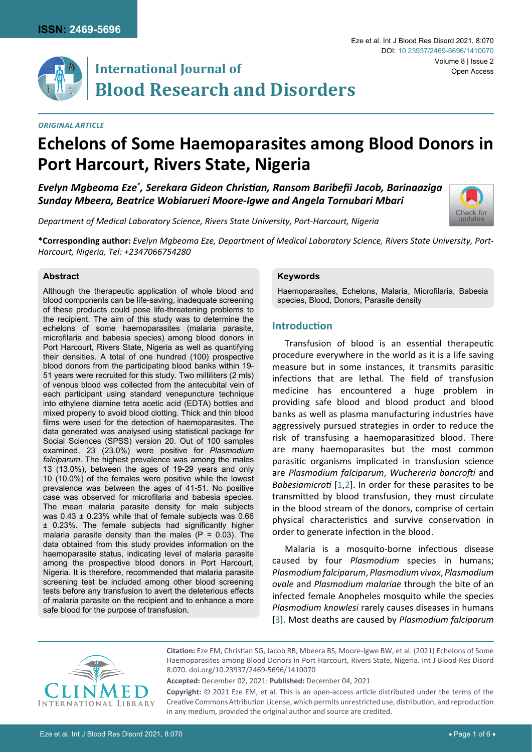ORIGINAL ARTICLE

# Echelons of Some Haemoparasites among Blood Donors in Port Harcourt, Rivers State, Nigeria

***Evelyn Mgbeoma Eze*\*, Serekara Gideon Christian, Ransom Baribefii Jacob, Barinaaziga Sunday Mbeera, Beatrice Wobiarueri Moore-Igwe and Angela Tornubari Mbari***

*Department of Medical Laboratory Science, Rivers State University, Port-Harcourt, Nigeria*

**\*Corresponding author:** *Evelyn Mgbeoma Eze, Department of Medical Laboratory Science, Rivers State University, Port-Harcourt, Nigeria, Tel: +2347066754280*

## Abstract

Although the therapeutic application of whole blood and blood components can be life-saving, inadequate screening of these products could pose life-threatening problems to the recipient. The aim of this study was to determine the echelons of some haemoparasites (malaria parasite, microfilaria and babesia species) among blood donors in Port Harcourt, Rivers State, Nigeria as well as quantifying their densities. A total of one hundred (100) prospective blood donors from the participating blood banks within 19-51 years were recruited for this study. Two milliliters (2 mls) of venous blood was collected from the antecubital vein of each participant using standard venepuncture technique into ethylene diamine tetra acetic acid (EDTA) bottles and mixed properly to avoid blood clotting. Thick and thin blood films were used for the detection of haemoparasites. The data generated was analysed using statistical package for Social Sciences (SPSS) version 20. Out of 100 samples examined, 23 (23.0%) were positive for *Plasmodium falciparum*. The highest prevalence was among the males 13 (13.0%), between the ages of 19-29 years and only 10 (10.0%) of the females were positive while the lowest prevalence was between the ages of 41-51. No positive case was observed for microfilaria and babesia species. The mean malaria parasite density for male subjects was 0.43 ± 0.23% while that of female subjects was 0.66 ± 0.23%. The female subjects had significantly higher malaria parasite density than the males (P = 0.03). The data obtained from this study provides information on the haemoparasite status, indicating level of malaria parasite among the prospective blood donors in Port Harcourt, Nigeria. It is therefore, recommended that malaria parasite screening test be included among other blood screening tests before any transfusion to avert the deleterious effects of malaria parasite on the recipient and to enhance a more safe blood for the purpose of transfusion.

## Keywords

Haemoparasites, Echelons, Malaria, Microfilaria, Babesia species, Blood, Donors, Parasite density

## Introduction

Transfusion of blood is an essential therapeutic procedure everywhere in the world as it is a life saving measure but in some instances, it transmits parasitic infections that are lethal. The field of transfusion medicine has encountered a huge problem in providing safe blood and blood product and blood banks as well as plasma manufacturing industries have aggressively pursued strategies in order to reduce the risk of transfusing a haemoparasitized blood. There are many haemoparasites but the most common parasitic organisms implicated in transfusion science are *Plasmodium falciparum*, *Wuchereria bancrofti* and *Babesiamicroti* [1,2]. In order for these parasites to be transmitted by blood transfusion, they must circulate in the blood stream of the donors, comprise of certain physical characteristics and survive conservation in order to generate infection in the blood.

Malaria is a mosquito-borne infectious disease caused by four *Plasmodium* species in humans; *Plasmodium falciparum*, *Plasmodium vivax*, *Plasmodium ovale* and *Plasmodium malariae* through the bite of an infected female Anopheles mosquito while the species *Plasmodium knowlesi* rarely causes diseases in humans [3]. Most deaths are caused by *Plasmodium falciparum*

**Citation:** Eze EM, Christian SG, Jacob RB, Mbeera BS, Moore-Igwe BW, et al. (2021) Echelons of Some Haemoparasites among Blood Donors in Port Harcourt, Rivers State, Nigeria. Int J Blood Res Disord 8:070. doi.org/10.23937/2469-5696/1410070

**Accepted:** December 02, 2021: **Published:** December 04, 2021

**Copyright:** © 2021 Eze EM, et al. This is an open-access article distributed under the terms of the Creative Commons Attribution License, which permits unrestricted use, distribution, and reproduction in any medium, provided the original author and source are credited.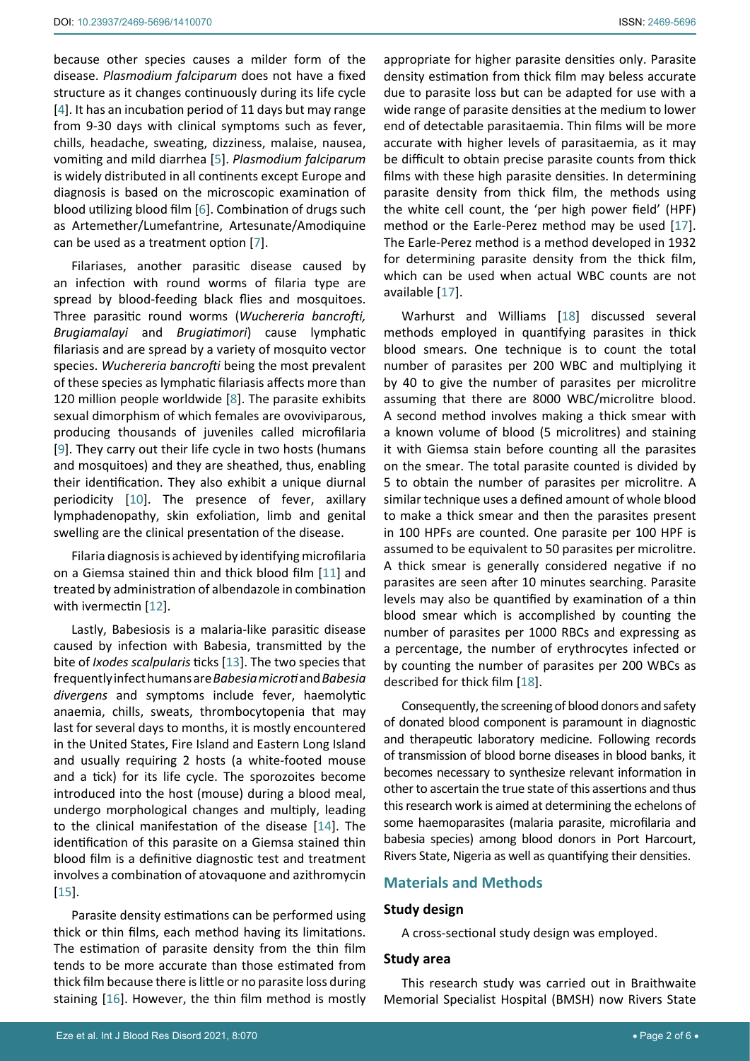because other species causes a milder form of the disease. *Plasmodium falciparum* does not have a fixed structure as it changes continuously during its life cycle [4]. It has an incubation period of 11 days but may range from 9-30 days with clinical symptoms such as fever, chills, headache, sweating, dizziness, malaise, nausea, vomiting and mild diarrhea [5]. *Plasmodium falciparum* is widely distributed in all continents except Europe and diagnosis is based on the microscopic examination of blood utilizing blood film [6]. Combination of drugs such as Artemether/Lumefantrine, Artesunate/Amodiquine can be used as a treatment option [7].

Filariases, another parasitic disease caused by an infection with round worms of filaria type are spread by blood-feeding black flies and mosquitoes. Three parasitic round worms (*Wuchereria bancrofti, Brugiamalayi* and *Brugiatimori*) cause lymphatic filariasis and are spread by a variety of mosquito vector species. *Wuchereria bancrofti* being the most prevalent of these species as lymphatic filariasis affects more than 120 million people worldwide [8]. The parasite exhibits sexual dimorphism of which females are ovoviviparous, producing thousands of juveniles called microfilaria [9]. They carry out their life cycle in two hosts (humans and mosquitoes) and they are sheathed, thus, enabling their identification. They also exhibit a unique diurnal periodicity [10]. The presence of fever, axillary lymphadenopathy, skin exfoliation, limb and genital swelling are the clinical presentation of the disease.

Filaria diagnosis is achieved by identifying microfilaria on a Giemsa stained thin and thick blood film [11] and treated by administration of albendazole in combination with ivermectin [12].

Lastly, Babesiosis is a malaria-like parasitic disease caused by infection with Babesia, transmitted by the bite of *Ixodes scalpularis* ticks [13]. The two species that frequently infect humans are *Babesia microti* and *Babesia divergens* and symptoms include fever, haemolytic anaemia, chills, sweats, thrombocytopenia that may last for several days to months, it is mostly encountered in the United States, Fire Island and Eastern Long Island and usually requiring 2 hosts (a white-footed mouse and a tick) for its life cycle. The sporozoites become introduced into the host (mouse) during a blood meal, undergo morphological changes and multiply, leading to the clinical manifestation of the disease [14]. The identification of this parasite on a Giemsa stained thin blood film is a definitive diagnostic test and treatment involves a combination of atovaquone and azithromycin [15].

Parasite density estimations can be performed using thick or thin films, each method having its limitations. The estimation of parasite density from the thin film tends to be more accurate than those estimated from thick film because there is little or no parasite loss during staining [16]. However, the thin film method is mostly appropriate for higher parasite densities only. Parasite density estimation from thick film may beless accurate due to parasite loss but can be adapted for use with a wide range of parasite densities at the medium to lower end of detectable parasitaemia. Thin films will be more accurate with higher levels of parasitaemia, as it may be difficult to obtain precise parasite counts from thick films with these high parasite densities. In determining parasite density from thick film, the methods using the white cell count, the 'per high power field' (HPF) method or the Earle-Perez method may be used [17]. The Earle-Perez method is a method developed in 1932 for determining parasite density from the thick film, which can be used when actual WBC counts are not available [17].

Warhurst and Williams [18] discussed several methods employed in quantifying parasites in thick blood smears. One technique is to count the total number of parasites per 200 WBC and multiplying it by 40 to give the number of parasites per microlitre assuming that there are 8000 WBC/microlitre blood. A second method involves making a thick smear with a known volume of blood (5 microlitres) and staining it with Giemsa stain before counting all the parasites on the smear. The total parasite counted is divided by 5 to obtain the number of parasites per microlitre. A similar technique uses a defined amount of whole blood to make a thick smear and then the parasites present in 100 HPFs are counted. One parasite per 100 HPF is assumed to be equivalent to 50 parasites per microlitre. A thick smear is generally considered negative if no parasites are seen after 10 minutes searching. Parasite levels may also be quantified by examination of a thin blood smear which is accomplished by counting the number of parasites per 1000 RBCs and expressing as a percentage, the number of erythrocytes infected or by counting the number of parasites per 200 WBCs as described for thick film [18].

Consequently, the screening of blood donors and safety of donated blood component is paramount in diagnostic and therapeutic laboratory medicine. Following records of transmission of blood borne diseases in blood banks, it becomes necessary to synthesize relevant information in other to ascertain the true state of this assertions and thus this research work is aimed at determining the echelons of some haemoparasites (malaria parasite, microfilaria and babesia species) among blood donors in Port Harcourt, Rivers State, Nigeria as well as quantifying their densities.

## Materials and Methods

### Study design

A cross-sectional study design was employed.

### Study area

This research study was carried out in Braithwaite Memorial Specialist Hospital (BMSH) now Rivers State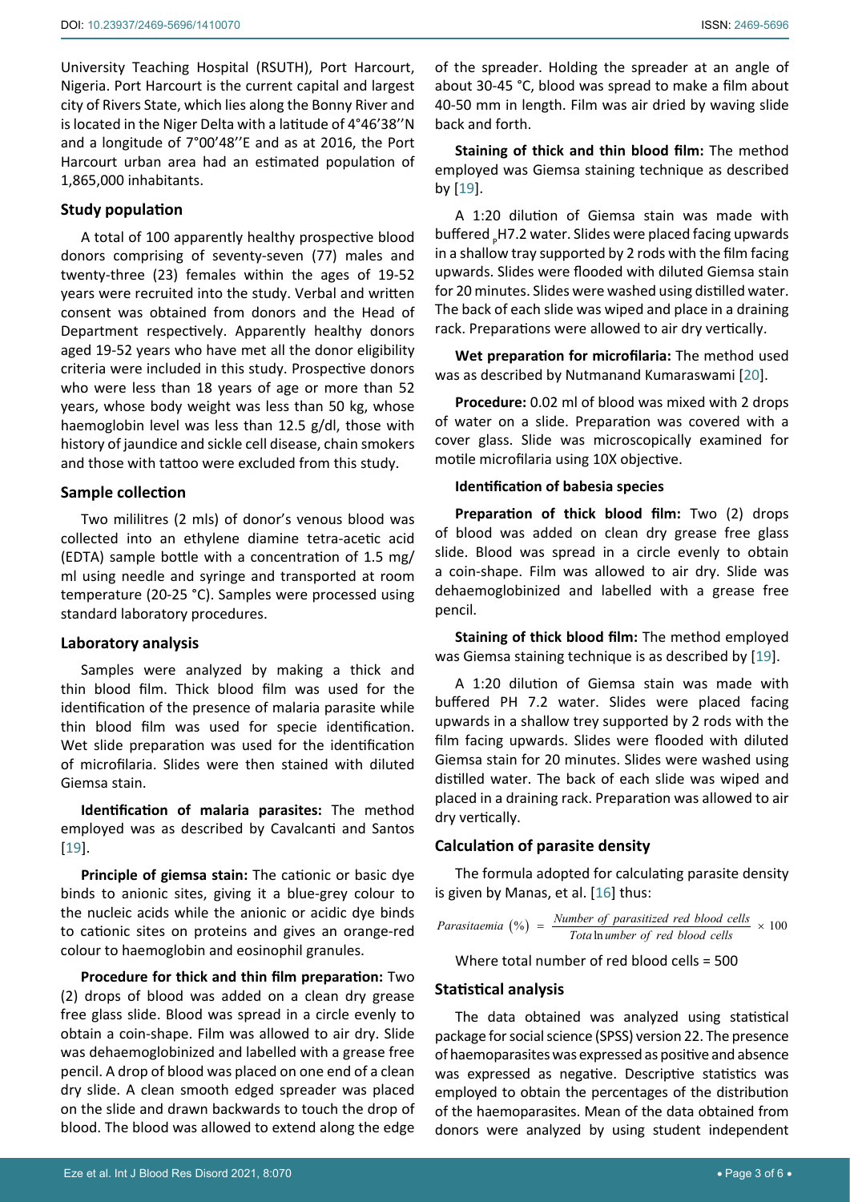University Teaching Hospital (RSUTH), Port Harcourt, Nigeria. Port Harcourt is the current capital and largest city of Rivers State, which lies along the Bonny River and is located in the Niger Delta with a latitude of 4°46'38''N and a longitude of 7°00'48''E and as at 2016, the Port Harcourt urban area had an estimated population of 1,865,000 inhabitants.

## Study population

A total of 100 apparently healthy prospective blood donors comprising of seventy-seven (77) males and twenty-three (23) females within the ages of 19-52 years were recruited into the study. Verbal and written consent was obtained from donors and the Head of Department respectively. Apparently healthy donors aged 19-52 years who have met all the donor eligibility criteria were included in this study. Prospective donors who were less than 18 years of age or more than 52 years, whose body weight was less than 50 kg, whose haemoglobin level was less than 12.5 g/dl, those with history of jaundice and sickle cell disease, chain smokers and those with tattoo were excluded from this study.

## Sample collection

Two mililitres (2 mls) of donor's venous blood was collected into an ethylene diamine tetra-acetic acid (EDTA) sample bottle with a concentration of 1.5 mg/ml using needle and syringe and transported at room temperature (20-25 °C). Samples were processed using standard laboratory procedures.

## Laboratory analysis

Samples were analyzed by making a thick and thin blood film. Thick blood film was used for the identification of the presence of malaria parasite while thin blood film was used for specie identification. Wet slide preparation was used for the identification of microfilaria. Slides were then stained with diluted Giemsa stain.

**Identification of malaria parasites:** The method employed was as described by Cavalcanti and Santos [19].

**Principle of giemsa stain:** The cationic or basic dye binds to anionic sites, giving it a blue-grey colour to the nucleic acids while the anionic or acidic dye binds to cationic sites on proteins and gives an orange-red colour to haemoglobin and eosinophil granules.

**Procedure for thick and thin film preparation:** Two (2) drops of blood was added on a clean dry grease free glass slide. Blood was spread in a circle evenly to obtain a coin-shape. Film was allowed to air dry. Slide was dehaemoglobinized and labelled with a grease free pencil. A drop of blood was placed on one end of a clean dry slide. A clean smooth edged spreader was placed on the slide and drawn backwards to touch the drop of blood. The blood was allowed to extend along the edge of the spreader. Holding the spreader at an angle of about 30-45 °C, blood was spread to make a film about 40-50 mm in length. Film was air dried by waving slide back and forth.

**Staining of thick and thin blood film:** The method employed was Giemsa staining technique as described by [19].

A 1:20 dilution of Giemsa stain was made with buffered $_p$H7.2 water. Slides were placed facing upwards in a shallow tray supported by 2 rods with the film facing upwards. Slides were flooded with diluted Giemsa stain for 20 minutes. Slides were washed using distilled water. The back of each slide was wiped and place in a draining rack. Preparations were allowed to air dry vertically.

**Wet preparation for microfilaria:** The method used was as described by Nutmanand Kumaraswami [20].

**Procedure:** 0.02 ml of blood was mixed with 2 drops of water on a slide. Preparation was covered with a cover glass. Slide was microscopically examined for motile microfilaria using 10X objective.

**Identification of babesia species**

**Preparation of thick blood film:** Two (2) drops of blood was added on clean dry grease free glass slide. Blood was spread in a circle evenly to obtain a coin-shape. Film was allowed to air dry. Slide was dehaemoglobinized and labelled with a grease free pencil.

**Staining of thick blood film:** The method employed was Giemsa staining technique is as described by [19].

A 1:20 dilution of Giemsa stain was made with buffered PH 7.2 water. Slides were placed facing upwards in a shallow trey supported by 2 rods with the film facing upwards. Slides were flooded with diluted Giemsa stain for 20 minutes. Slides were washed using distilled water. The back of each slide was wiped and placed in a draining rack. Preparation was allowed to air dry vertically.

## Calculation of parasite density

The formula adopted for calculating parasite density is given by Manas, et al. [16] thus:

$$Parasitaemia\ (\%) = \frac{Number\ of\ parasitized\ red\ blood\ cells}{Total\ number\ of\ red\ blood\ cells} \times 100$$

Where total number of red blood cells = 500

## Statistical analysis

The data obtained was analyzed using statistical package for social science (SPSS) version 22. The presence of haemoparasites was expressed as positive and absence was expressed as negative. Descriptive statistics was employed to obtain the percentages of the distribution of the haemoparasites. Mean of the data obtained from donors were analyzed by using student independent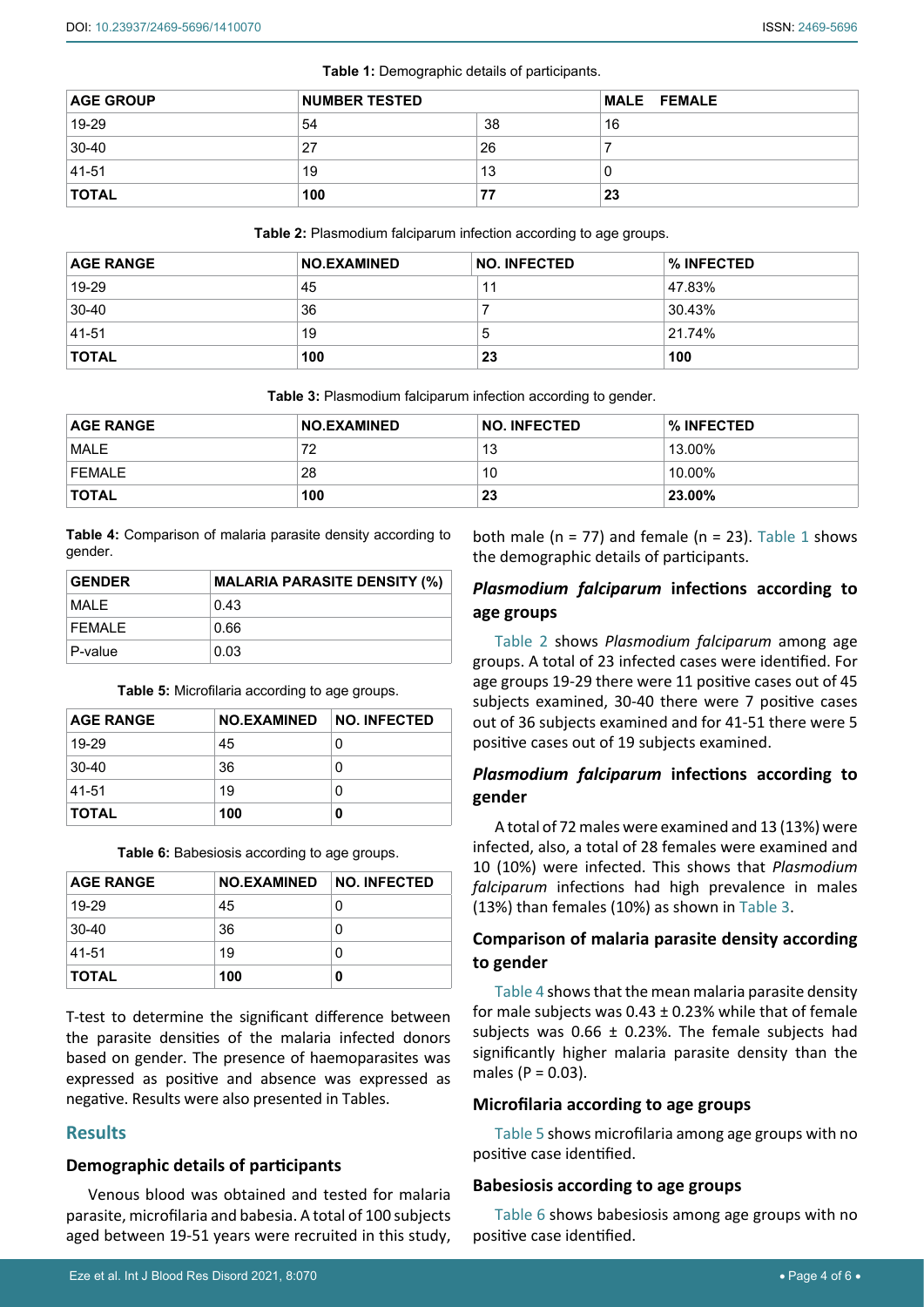**Table 1:** Demographic details of participants.

| AGE GROUP | NUMBER TESTED | | MALE FEMALE |
|---|---|---|---|
| 19-29 | 54 | 38 | 16 |
| 30-40 | 27 | 26 | 7 |
| 41-51 | 19 | 13 | 0 |
| **TOTAL** | **100** | **77** | **23** |

**Table 2:** Plasmodium falciparum infection according to age groups.

| AGE RANGE | NO.EXAMINED | NO. INFECTED | % INFECTED |
|---|---|---|---|
| 19-29 | 45 | 11 | 47.83% |
| 30-40 | 36 | 7 | 30.43% |
| 41-51 | 19 | 5 | 21.74% |
| **TOTAL** | **100** | **23** | **100** |

**Table 3:** Plasmodium falciparum infection according to gender.

| AGE RANGE | NO.EXAMINED | NO. INFECTED | % INFECTED |
|---|---|---|---|
| MALE | 72 | 13 | 13.00% |
| FEMALE | 28 | 10 | 10.00% |
| **TOTAL** | **100** | **23** | **23.00%** |

**Table 4:** Comparison of malaria parasite density according to gender.

| GENDER | MALARIA PARASITE DENSITY (%) |
|---|---|
| MALE | 0.43 |
| FEMALE | 0.66 |
| P-value | 0.03 |

**Table 5:** Microfilaria according to age groups.

| AGE RANGE | NO.EXAMINED | NO. INFECTED |
|---|---|---|
| 19-29 | 45 | 0 |
| 30-40 | 36 | 0 |
| 41-51 | 19 | 0 |
| **TOTAL** | **100** | **0** |

**Table 6:** Babesiosis according to age groups.

| AGE RANGE | NO.EXAMINED | NO. INFECTED |
|---|---|---|
| 19-29 | 45 | 0 |
| 30-40 | 36 | 0 |
| 41-51 | 19 | 0 |
| **TOTAL** | **100** | **0** |

T-test to determine the significant difference between the parasite densities of the malaria infected donors based on gender. The presence of haemoparasites was expressed as positive and absence was expressed as negative. Results were also presented in Tables.

## Results

### Demographic details of participants

Venous blood was obtained and tested for malaria parasite, microfilaria and babesia. A total of 100 subjects aged between 19-51 years were recruited in this study, both male (n = 77) and female (n = 23). Table 1 shows the demographic details of participants.

### *Plasmodium falciparum* infections according to age groups

Table 2 shows *Plasmodium falciparum* among age groups. A total of 23 infected cases were identified. For age groups 19-29 there were 11 positive cases out of 45 subjects examined, 30-40 there were 7 positive cases out of 36 subjects examined and for 41-51 there were 5 positive cases out of 19 subjects examined.

### *Plasmodium falciparum* infections according to gender

A total of 72 males were examined and 13 (13%) were infected, also, a total of 28 females were examined and 10 (10%) were infected. This shows that *Plasmodium falciparum* infections had high prevalence in males (13%) than females (10%) as shown in Table 3.

### Comparison of malaria parasite density according to gender

Table 4 shows that the mean malaria parasite density for male subjects was 0.43 ± 0.23% while that of female subjects was 0.66 ± 0.23%. The female subjects had significantly higher malaria parasite density than the males (P = 0.03).

### Microfilaria according to age groups

Table 5 shows microfilaria among age groups with no positive case identified.

### Babesiosis according to age groups

Table 6 shows babesiosis among age groups with no positive case identified.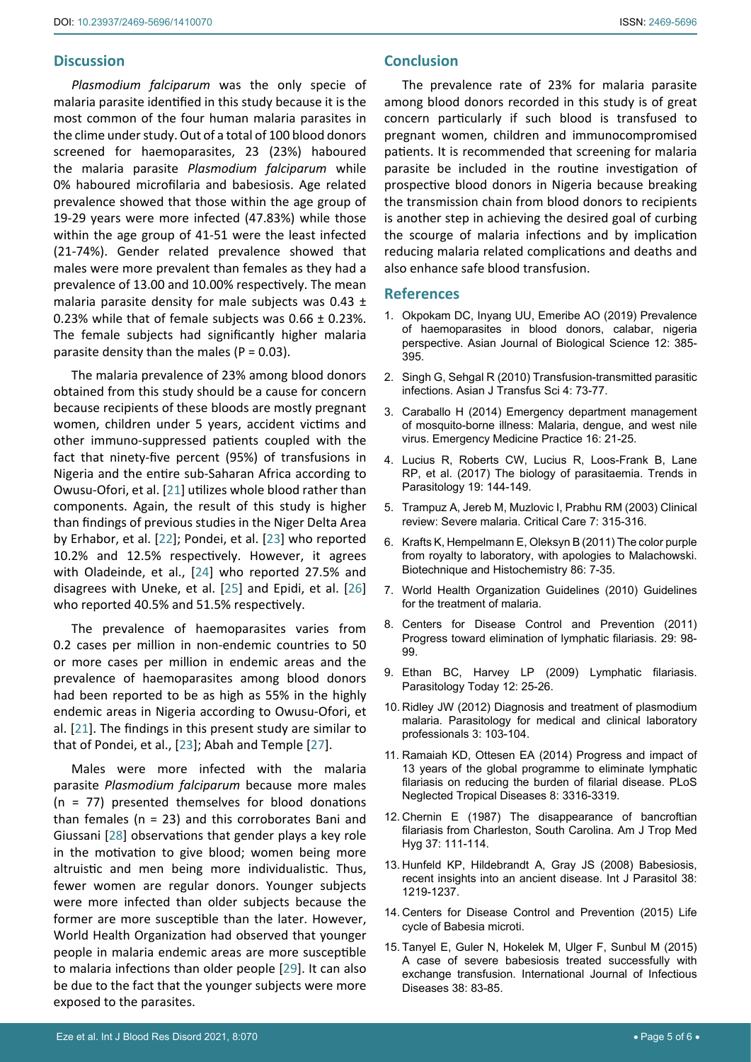## Discussion

*Plasmodium falciparum* was the only specie of malaria parasite identified in this study because it is the most common of the four human malaria parasites in the clime under study. Out of a total of 100 blood donors screened for haemoparasites, 23 (23%) haboured the malaria parasite *Plasmodium falciparum* while 0% haboured microfilaria and babesiosis. Age related prevalence showed that those within the age group of 19-29 years were more infected (47.83%) while those within the age group of 41-51 were the least infected (21-74%). Gender related prevalence showed that males were more prevalent than females as they had a prevalence of 13.00 and 10.00% respectively. The mean malaria parasite density for male subjects was 0.43 ± 0.23% while that of female subjects was 0.66 ± 0.23%. The female subjects had significantly higher malaria parasite density than the males (P = 0.03).

The malaria prevalence of 23% among blood donors obtained from this study should be a cause for concern because recipients of these bloods are mostly pregnant women, children under 5 years, accident victims and other immuno-suppressed patients coupled with the fact that ninety-five percent (95%) of transfusions in Nigeria and the entire sub-Saharan Africa according to Owusu-Ofori, et al. [21] utilizes whole blood rather than components. Again, the result of this study is higher than findings of previous studies in the Niger Delta Area by Erhabor, et al. [22]; Pondei, et al. [23] who reported 10.2% and 12.5% respectively. However, it agrees with Oladeinde, et al., [24] who reported 27.5% and disagrees with Uneke, et al. [25] and Epidi, et al. [26] who reported 40.5% and 51.5% respectively.

The prevalence of haemoparasites varies from 0.2 cases per million in non-endemic countries to 50 or more cases per million in endemic areas and the prevalence of haemoparasites among blood donors had been reported to be as high as 55% in the highly endemic areas in Nigeria according to Owusu-Ofori, et al. [21]. The findings in this present study are similar to that of Pondei, et al., [23]; Abah and Temple [27].

Males were more infected with the malaria parasite *Plasmodium falciparum* because more males (n = 77) presented themselves for blood donations than females (n = 23) and this corroborates Bani and Giussani [28] observations that gender plays a key role in the motivation to give blood; women being more altruistic and men being more individualistic. Thus, fewer women are regular donors. Younger subjects were more infected than older subjects because the former are more susceptible than the later. However, World Health Organization had observed that younger people in malaria endemic areas are more susceptible to malaria infections than older people [29]. It can also be due to the fact that the younger subjects were more exposed to the parasites.

## Conclusion

The prevalence rate of 23% for malaria parasite among blood donors recorded in this study is of great concern particularly if such blood is transfused to pregnant women, children and immunocompromised patients. It is recommended that screening for malaria parasite be included in the routine investigation of prospective blood donors in Nigeria because breaking the transmission chain from blood donors to recipients is another step in achieving the desired goal of curbing the scourge of malaria infections and by implication reducing malaria related complications and deaths and also enhance safe blood transfusion.

## References

1. Okpokam DC, Inyang UU, Emeribe AO (2019) Prevalence of haemoparasites in blood donors, calabar, nigeria perspective. Asian Journal of Biological Science 12: 385-395.
2. Singh G, Sehgal R (2010) Transfusion-transmitted parasitic infections. Asian J Transfus Sci 4: 73-77.
3. Caraballo H (2014) Emergency department management of mosquito-borne illness: Malaria, dengue, and west nile virus. Emergency Medicine Practice 16: 21-25.
4. Lucius R, Roberts CW, Lucius R, Loos-Frank B, Lane RP, et al. (2017) The biology of parasitaemia. Trends in Parasitology 19: 144-149.
5. Trampuz A, Jereb M, Muzlovic I, Prabhu RM (2003) Clinical review: Severe malaria. Critical Care 7: 315-316.
6. Krafts K, Hempelmann E, Oleksyn B (2011) The color purple from royalty to laboratory, with apologies to Malachowski. Biotechnique and Histochemistry 86: 7-35.
7. World Health Organization Guidelines (2010) Guidelines for the treatment of malaria.
8. Centers for Disease Control and Prevention (2011) Progress toward elimination of lymphatic filariasis. 29: 98-99.
9. Ethan BC, Harvey LP (2009) Lymphatic filariasis. Parasitology Today 12: 25-26.
10. Ridley JW (2012) Diagnosis and treatment of plasmodium malaria. Parasitology for medical and clinical laboratory professionals 3: 103-104.
11. Ramaiah KD, Ottesen EA (2014) Progress and impact of 13 years of the global programme to eliminate lymphatic filariasis on reducing the burden of filarial disease. PLoS Neglected Tropical Diseases 8: 3316-3319.
12. Chernin E (1987) The disappearance of bancroftian filariasis from Charleston, South Carolina. Am J Trop Med Hyg 37: 111-114.
13. Hunfeld KP, Hildebrandt A, Gray JS (2008) Babesiosis, recent insights into an ancient disease. Int J Parasitol 38: 1219-1237.
14. Centers for Disease Control and Prevention (2015) Life cycle of Babesia microti.
15. Tanyel E, Guler N, Hokelek M, Ulger F, Sunbul M (2015) A case of severe babesiosis treated successfully with exchange transfusion. International Journal of Infectious Diseases 38: 83-85.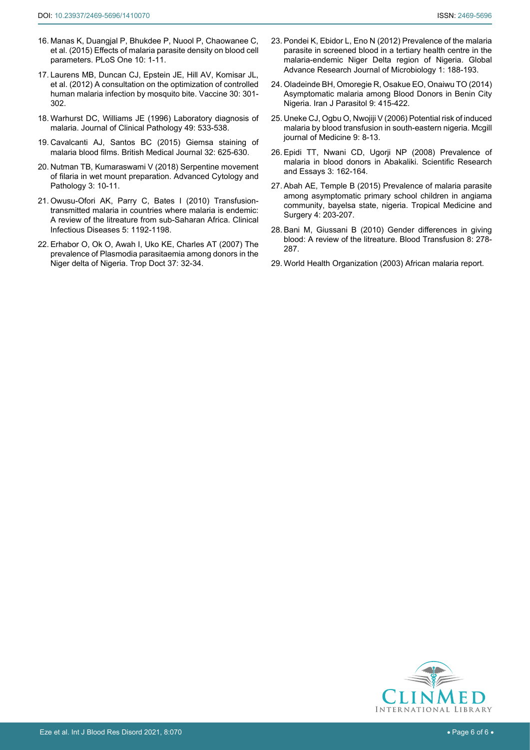16. Manas K, Duangjal P, Bhukdee P, Nuool P, Chaowanee C, et al. (2015) Effects of malaria parasite density on blood cell parameters. PLoS One 10: 1-11.

17. Laurens MB, Duncan CJ, Epstein JE, Hill AV, Komisar JL, et al. (2012) A consultation on the optimization of controlled human malaria infection by mosquito bite. Vaccine 30: 301-302.

18. Warhurst DC, Williams JE (1996) Laboratory diagnosis of malaria. Journal of Clinical Pathology 49: 533-538.

19. Cavalcanti AJ, Santos BC (2015) Giemsa staining of malaria blood films. British Medical Journal 32: 625-630.

20. Nutman TB, Kumaraswami V (2018) Serpentine movement of filaria in wet mount preparation. Advanced Cytology and Pathology 3: 10-11.

21. Owusu-Ofori AK, Parry C, Bates I (2010) Transfusion-transmitted malaria in countries where malaria is endemic: A review of the litreature from sub-Saharan Africa. Clinical Infectious Diseases 5: 1192-1198.

22. Erhabor O, Ok O, Awah I, Uko KE, Charles AT (2007) The prevalence of Plasmodia parasitaemia among donors in the Niger delta of Nigeria. Trop Doct 37: 32-34.

23. Pondei K, Ebidor L, Eno N (2012) Prevalence of the malaria parasite in screened blood in a tertiary health centre in the malaria-endemic Niger Delta region of Nigeria. Global Advance Research Journal of Microbiology 1: 188-193.

24. Oladeinde BH, Omoregie R, Osakue EO, Onaiwu TO (2014) Asymptomatic malaria among Blood Donors in Benin City Nigeria. Iran J Parasitol 9: 415-422.

25. Uneke CJ, Ogbu O, Nwojiji V (2006) Potential risk of induced malaria by blood transfusion in south-eastern nigeria. Mcgill journal of Medicine 9: 8-13.

26. Epidi TT, Nwani CD, Ugorji NP (2008) Prevalence of malaria in blood donors in Abakaliki. Scientific Research and Essays 3: 162-164.

27. Abah AE, Temple B (2015) Prevalence of malaria parasite among asymptomatic primary school children in angiama community, bayelsa state, nigeria. Tropical Medicine and Surgery 4: 203-207.

28. Bani M, Giussani B (2010) Gender differences in giving blood: A review of the litreature. Blood Transfusion 8: 278-287.

29. World Health Organization (2003) African malaria report.